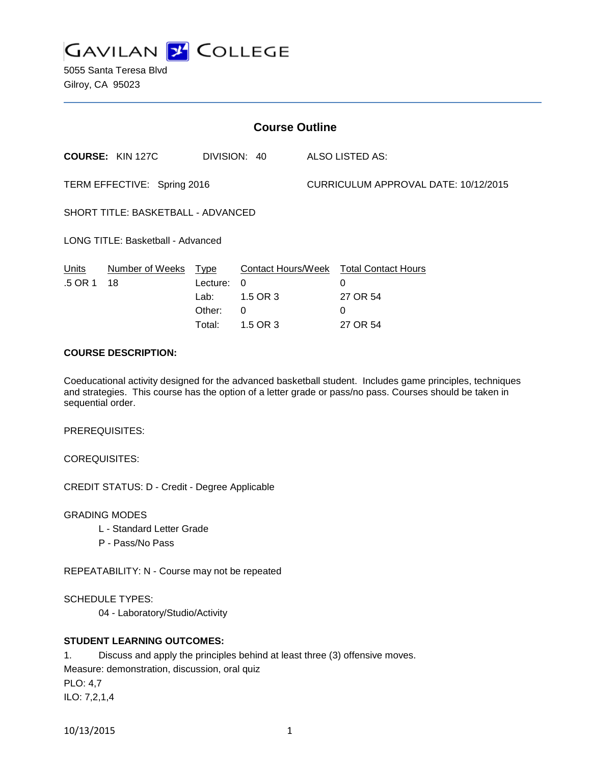# GAVILAN COLLEGE

5055 Santa Teresa Blvd
Gilroy, CA 95023

## Course Outline

**COURSE:** KIN 127C DIVISION: 40 ALSO LISTED AS:

TERM EFFECTIVE: Spring 2016 CURRICULUM APPROVAL DATE: 10/12/2015

SHORT TITLE: BASKETBALL - ADVANCED

LONG TITLE: Basketball - Advanced

| Units | Number of Weeks | Type | Contact Hours/Week | Total Contact Hours |
|---|---|---|---|---|
| .5 OR 1 | 18 | Lecture: | 0 | 0 |
| | | Lab: | 1.5 OR 3 | 27 OR 54 |
| | | Other: | 0 | 0 |
| | | Total: | 1.5 OR 3 | 27 OR 54 |

**COURSE DESCRIPTION:**

Coeducational activity designed for the advanced basketball student. Includes game principles, techniques and strategies. This course has the option of a letter grade or pass/no pass. Courses should be taken in sequential order.

PREREQUISITES:

COREQUISITES:

CREDIT STATUS: D - Credit - Degree Applicable

GRADING MODES

L - Standard Letter Grade
P - Pass/No Pass

REPEATABILITY: N - Course may not be repeated

SCHEDULE TYPES:

04 - Laboratory/Studio/Activity

**STUDENT LEARNING OUTCOMES:**

1. Discuss and apply the principles behind at least three (3) offensive moves.
Measure: demonstration, discussion, oral quiz
PLO: 4,7
ILO: 7,2,1,4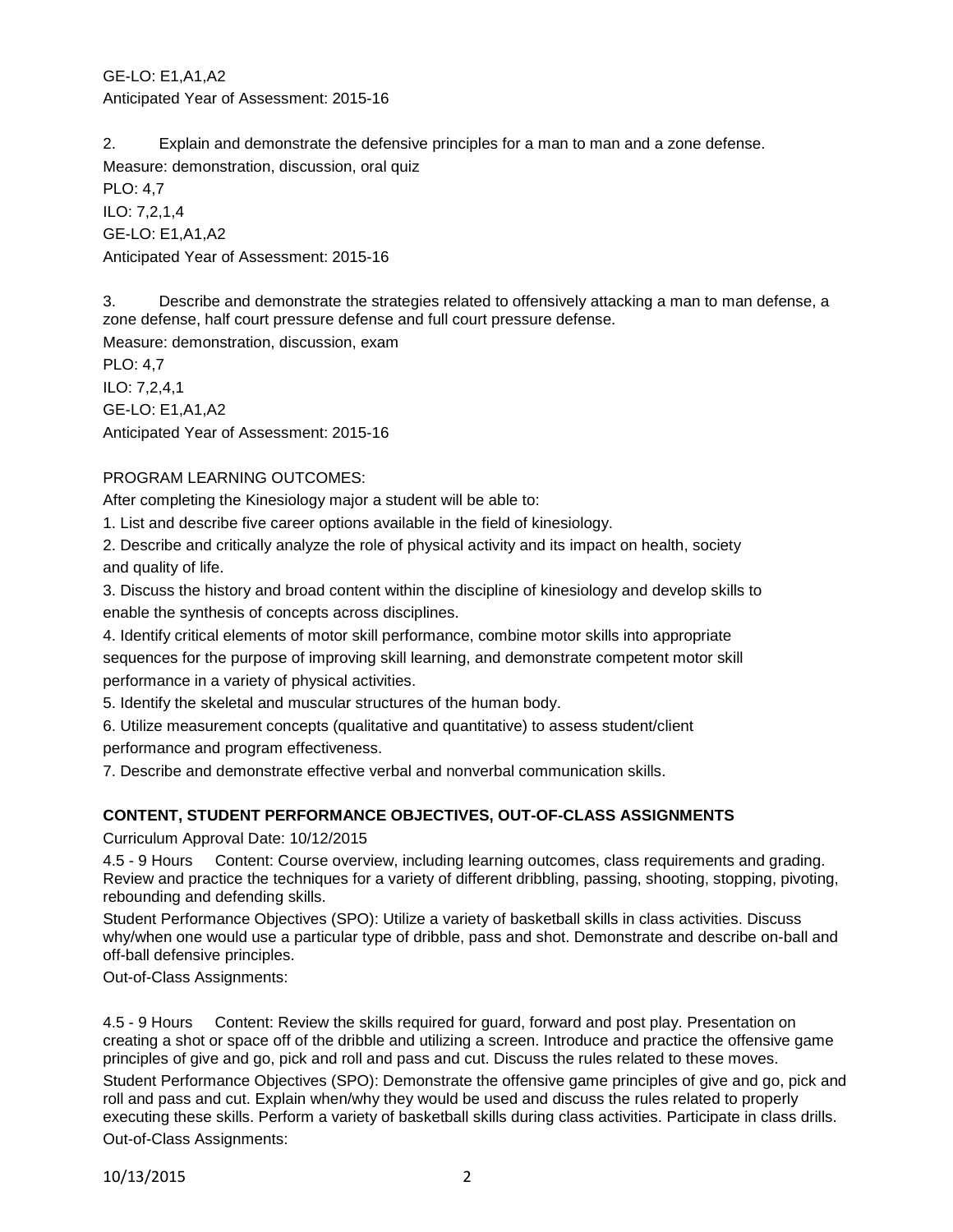GE-LO: E1,A1,A2
Anticipated Year of Assessment: 2015-16

2. Explain and demonstrate the defensive principles for a man to man and a zone defense.
Measure: demonstration, discussion, oral quiz
PLO: 4,7
ILO: 7,2,1,4
GE-LO: E1,A1,A2
Anticipated Year of Assessment: 2015-16

3. Describe and demonstrate the strategies related to offensively attacking a man to man defense, a zone defense, half court pressure defense and full court pressure defense.
Measure: demonstration, discussion, exam
PLO: 4,7
ILO: 7,2,4,1
GE-LO: E1,A1,A2
Anticipated Year of Assessment: 2015-16

PROGRAM LEARNING OUTCOMES:

After completing the Kinesiology major a student will be able to:

1. List and describe five career options available in the field of kinesiology.
2. Describe and critically analyze the role of physical activity and its impact on health, society and quality of life.
3. Discuss the history and broad content within the discipline of kinesiology and develop skills to enable the synthesis of concepts across disciplines.
4. Identify critical elements of motor skill performance, combine motor skills into appropriate sequences for the purpose of improving skill learning, and demonstrate competent motor skill performance in a variety of physical activities.
5. Identify the skeletal and muscular structures of the human body.
6. Utilize measurement concepts (qualitative and quantitative) to assess student/client performance and program effectiveness.
7. Describe and demonstrate effective verbal and nonverbal communication skills.

**CONTENT, STUDENT PERFORMANCE OBJECTIVES, OUT-OF-CLASS ASSIGNMENTS**

Curriculum Approval Date: 10/12/2015

4.5 - 9 Hours Content: Course overview, including learning outcomes, class requirements and grading. Review and practice the techniques for a variety of different dribbling, passing, shooting, stopping, pivoting, rebounding and defending skills.

Student Performance Objectives (SPO): Utilize a variety of basketball skills in class activities. Discuss why/when one would use a particular type of dribble, pass and shot. Demonstrate and describe on-ball and off-ball defensive principles.

Out-of-Class Assignments:

4.5 - 9 Hours Content: Review the skills required for guard, forward and post play. Presentation on creating a shot or space off of the dribble and utilizing a screen. Introduce and practice the offensive game principles of give and go, pick and roll and pass and cut. Discuss the rules related to these moves.

Student Performance Objectives (SPO): Demonstrate the offensive game principles of give and go, pick and roll and pass and cut. Explain when/why they would be used and discuss the rules related to properly executing these skills. Perform a variety of basketball skills during class activities. Participate in class drills.

Out-of-Class Assignments: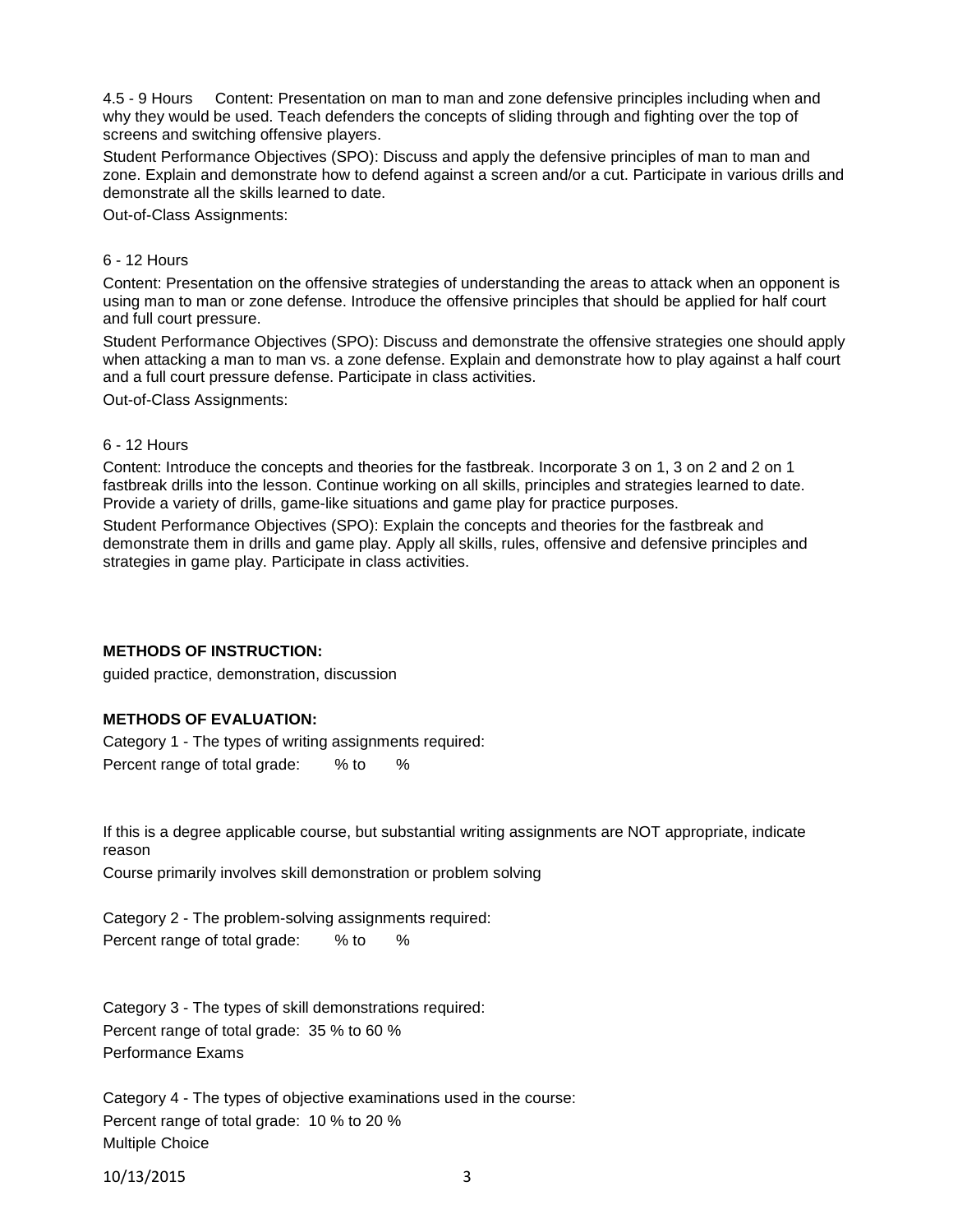4.5 - 9 Hours Content: Presentation on man to man and zone defensive principles including when and why they would be used. Teach defenders the concepts of sliding through and fighting over the top of screens and switching offensive players.

Student Performance Objectives (SPO): Discuss and apply the defensive principles of man to man and zone. Explain and demonstrate how to defend against a screen and/or a cut. Participate in various drills and demonstrate all the skills learned to date.

Out-of-Class Assignments:

6 - 12 Hours

Content: Presentation on the offensive strategies of understanding the areas to attack when an opponent is using man to man or zone defense. Introduce the offensive principles that should be applied for half court and full court pressure.

Student Performance Objectives (SPO): Discuss and demonstrate the offensive strategies one should apply when attacking a man to man vs. a zone defense. Explain and demonstrate how to play against a half court and a full court pressure defense. Participate in class activities.

Out-of-Class Assignments:

6 - 12 Hours

Content: Introduce the concepts and theories for the fastbreak. Incorporate 3 on 1, 3 on 2 and 2 on 1 fastbreak drills into the lesson. Continue working on all skills, principles and strategies learned to date. Provide a variety of drills, game-like situations and game play for practice purposes.

Student Performance Objectives (SPO): Explain the concepts and theories for the fastbreak and demonstrate them in drills and game play. Apply all skills, rules, offensive and defensive principles and strategies in game play. Participate in class activities.

**METHODS OF INSTRUCTION:**

guided practice, demonstration, discussion

**METHODS OF EVALUATION:**

Category 1 - The types of writing assignments required:

Percent range of total grade: % to %

If this is a degree applicable course, but substantial writing assignments are NOT appropriate, indicate reason

Course primarily involves skill demonstration or problem solving

Category 2 - The problem-solving assignments required:

Percent range of total grade: % to %

Category 3 - The types of skill demonstrations required:

Percent range of total grade: 35 % to 60 %

Performance Exams

Category 4 - The types of objective examinations used in the course:

Percent range of total grade: 10 % to 20 %

Multiple Choice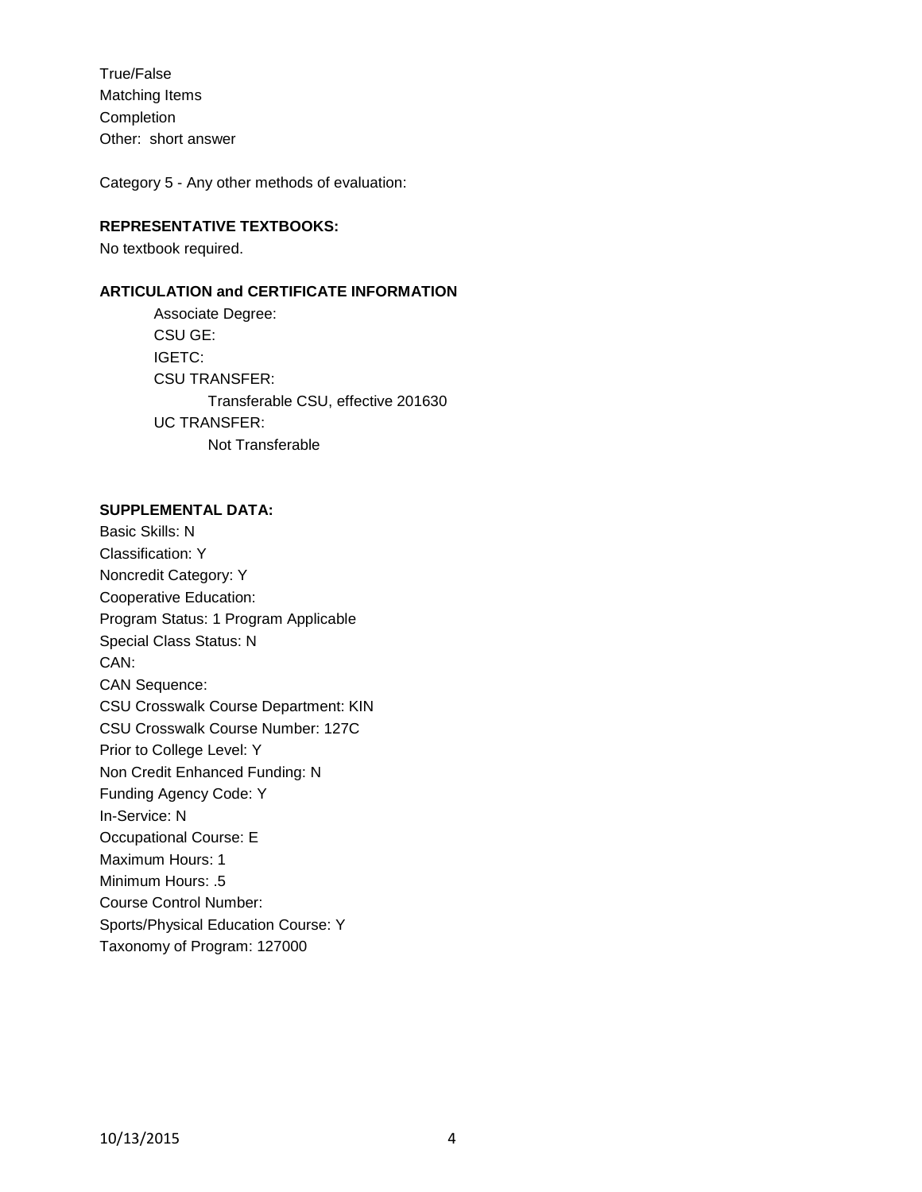True/False
Matching Items
Completion
Other: short answer

Category 5 - Any other methods of evaluation:

**REPRESENTATIVE TEXTBOOKS:**

No textbook required.

**ARTICULATION and CERTIFICATE INFORMATION**

Associate Degree:
CSU GE:
IGETC:
CSU TRANSFER:
Transferable CSU, effective 201630
UC TRANSFER:
Not Transferable

**SUPPLEMENTAL DATA:**

Basic Skills: N
Classification: Y
Noncredit Category: Y
Cooperative Education:
Program Status: 1 Program Applicable
Special Class Status: N
CAN:
CAN Sequence:
CSU Crosswalk Course Department: KIN
CSU Crosswalk Course Number: 127C
Prior to College Level: Y
Non Credit Enhanced Funding: N
Funding Agency Code: Y
In-Service: N
Occupational Course: E
Maximum Hours: 1
Minimum Hours: .5
Course Control Number:
Sports/Physical Education Course: Y
Taxonomy of Program: 127000